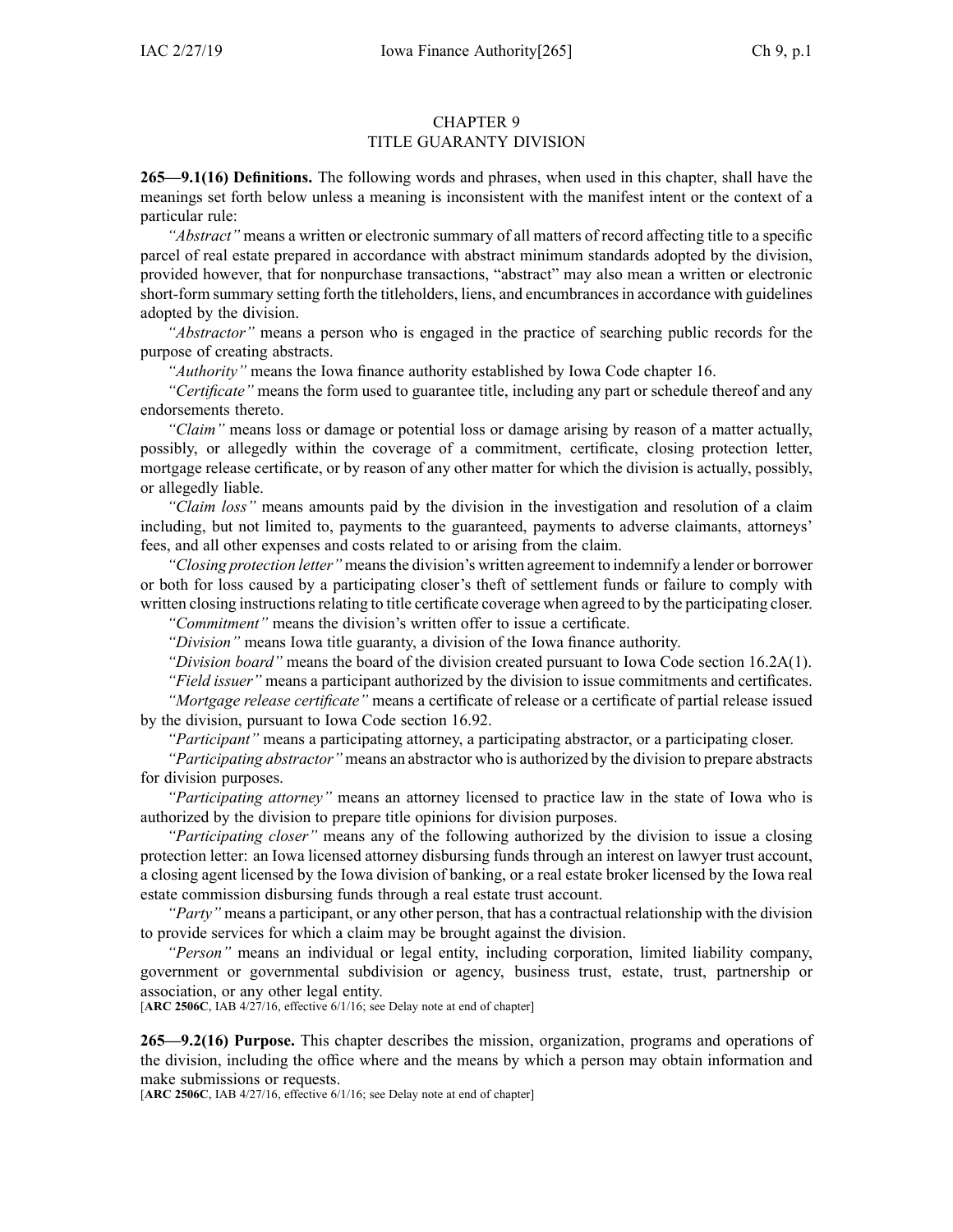# CHAPTER 9
# TITLE GUARANTY DIVISION

**265—9.1(16) Definitions.** The following words and phrases, when used in this chapter, shall have the meanings set forth below unless a meaning is inconsistent with the manifest intent or the context of a particular rule:

*"Abstract"* means a written or electronic summary of all matters of record affecting title to a specific parcel of real estate prepared in accordance with abstract minimum standards adopted by the division, provided however, that for nonpurchase transactions, "abstract" may also mean a written or electronic short-form summary setting forth the titleholders, liens, and encumbrances in accordance with guidelines adopted by the division.

*"Abstractor"* means a person who is engaged in the practice of searching public records for the purpose of creating abstracts.

*"Authority"* means the Iowa finance authority established by Iowa Code chapter 16.

*"Certificate"* means the form used to guarantee title, including any part or schedule thereof and any endorsements thereto.

*"Claim"* means loss or damage or potential loss or damage arising by reason of a matter actually, possibly, or allegedly within the coverage of a commitment, certificate, closing protection letter, mortgage release certificate, or by reason of any other matter for which the division is actually, possibly, or allegedly liable.

*"Claim loss"* means amounts paid by the division in the investigation and resolution of a claim including, but not limited to, payments to the guaranteed, payments to adverse claimants, attorneys' fees, and all other expenses and costs related to or arising from the claim.

*"Closing protection letter"* means the division's written agreement to indemnify a lender or borrower or both for loss caused by a participating closer's theft of settlement funds or failure to comply with written closing instructions relating to title certificate coverage when agreed to by the participating closer.

*"Commitment"* means the division's written offer to issue a certificate.

*"Division"* means Iowa title guaranty, a division of the Iowa finance authority.

*"Division board"* means the board of the division created pursuant to Iowa Code section 16.2A(1).

*"Field issuer"* means a participant authorized by the division to issue commitments and certificates.

*"Mortgage release certificate"* means a certificate of release or a certificate of partial release issued by the division, pursuant to Iowa Code section 16.92.

*"Participant"* means a participating attorney, a participating abstractor, or a participating closer.

*"Participating abstractor"* means an abstractor who is authorized by the division to prepare abstracts for division purposes.

*"Participating attorney"* means an attorney licensed to practice law in the state of Iowa who is authorized by the division to prepare title opinions for division purposes.

*"Participating closer"* means any of the following authorized by the division to issue a closing protection letter: an Iowa licensed attorney disbursing funds through an interest on lawyer trust account, a closing agent licensed by the Iowa division of banking, or a real estate broker licensed by the Iowa real estate commission disbursing funds through a real estate trust account.

*"Party"* means a participant, or any other person, that has a contractual relationship with the division to provide services for which a claim may be brought against the division.

*"Person"* means an individual or legal entity, including corporation, limited liability company, government or governmental subdivision or agency, business trust, estate, trust, partnership or association, or any other legal entity.

[**ARC 2506C**, IAB 4/27/16, effective 6/1/16; see Delay note at end of chapter]

**265—9.2(16) Purpose.** This chapter describes the mission, organization, programs and operations of the division, including the office where and the means by which a person may obtain information and make submissions or requests.

[**ARC 2506C**, IAB 4/27/16, effective 6/1/16; see Delay note at end of chapter]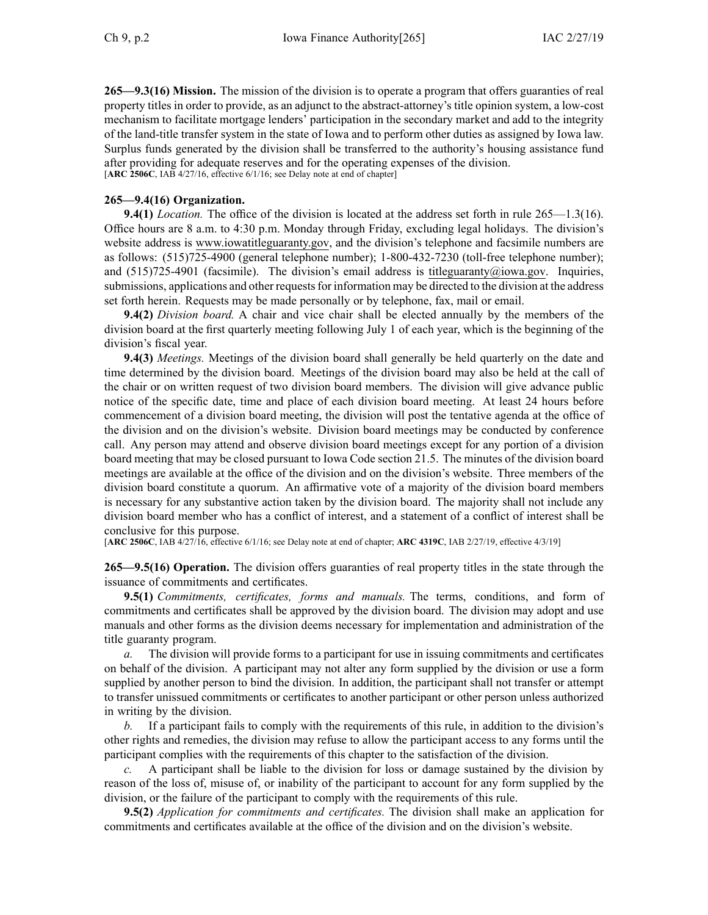**265—9.3(16) Mission.** The mission of the division is to operate a program that offers guaranties of real property titles in order to provide, as an adjunct to the abstract-attorney's title opinion system, a low-cost mechanism to facilitate mortgage lenders' participation in the secondary market and add to the integrity of the land-title transfer system in the state of Iowa and to perform other duties as assigned by Iowa law. Surplus funds generated by the division shall be transferred to the authority's housing assistance fund after providing for adequate reserves and for the operating expenses of the division.
[**ARC 2506C**, IAB 4/27/16, effective 6/1/16; see Delay note at end of chapter]

**265—9.4(16) Organization.**

**9.4(1)** *Location.* The office of the division is located at the address set forth in rule 265—1.3(16). Office hours are 8 a.m. to 4:30 p.m. Monday through Friday, excluding legal holidays. The division's website address is www.iowatitleguaranty.gov, and the division's telephone and facsimile numbers are as follows: (515)725-4900 (general telephone number); 1-800-432-7230 (toll-free telephone number); and (515)725-4901 (facsimile). The division's email address is titleguaranty@iowa.gov. Inquiries, submissions, applications and other requests for information may be directed to the division at the address set forth herein. Requests may be made personally or by telephone, fax, mail or email.

**9.4(2)** *Division board.* A chair and vice chair shall be elected annually by the members of the division board at the first quarterly meeting following July 1 of each year, which is the beginning of the division's fiscal year.

**9.4(3)** *Meetings.* Meetings of the division board shall generally be held quarterly on the date and time determined by the division board. Meetings of the division board may also be held at the call of the chair or on written request of two division board members. The division will give advance public notice of the specific date, time and place of each division board meeting. At least 24 hours before commencement of a division board meeting, the division will post the tentative agenda at the office of the division and on the division's website. Division board meetings may be conducted by conference call. Any person may attend and observe division board meetings except for any portion of a division board meeting that may be closed pursuant to Iowa Code section 21.5. The minutes of the division board meetings are available at the office of the division and on the division's website. Three members of the division board constitute a quorum. An affirmative vote of a majority of the division board members is necessary for any substantive action taken by the division board. The majority shall not include any division board member who has a conflict of interest, and a statement of a conflict of interest shall be conclusive for this purpose.
[**ARC 2506C**, IAB 4/27/16, effective 6/1/16; see Delay note at end of chapter; **ARC 4319C**, IAB 2/27/19, effective 4/3/19]

**265—9.5(16) Operation.** The division offers guaranties of real property titles in the state through the issuance of commitments and certificates.

**9.5(1)** *Commitments, certificates, forms and manuals.* The terms, conditions, and form of commitments and certificates shall be approved by the division board. The division may adopt and use manuals and other forms as the division deems necessary for implementation and administration of the title guaranty program.

*a.* The division will provide forms to a participant for use in issuing commitments and certificates on behalf of the division. A participant may not alter any form supplied by the division or use a form supplied by another person to bind the division. In addition, the participant shall not transfer or attempt to transfer unissued commitments or certificates to another participant or other person unless authorized in writing by the division.

*b.* If a participant fails to comply with the requirements of this rule, in addition to the division's other rights and remedies, the division may refuse to allow the participant access to any forms until the participant complies with the requirements of this chapter to the satisfaction of the division.

*c.* A participant shall be liable to the division for loss or damage sustained by the division by reason of the loss of, misuse of, or inability of the participant to account for any form supplied by the division, or the failure of the participant to comply with the requirements of this rule.

**9.5(2)** *Application for commitments and certificates.* The division shall make an application for commitments and certificates available at the office of the division and on the division's website.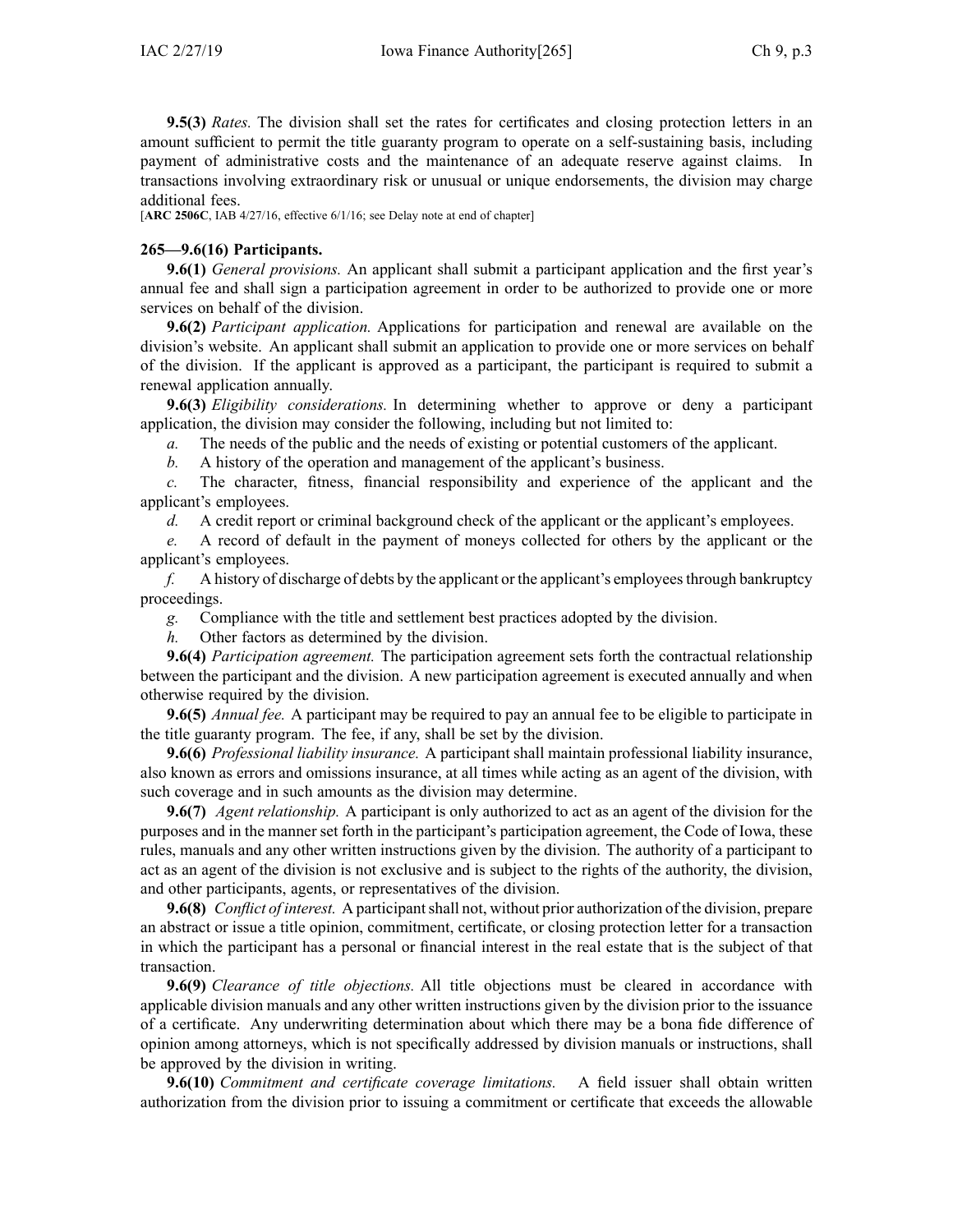**9.5(3)** *Rates.* The division shall set the rates for certificates and closing protection letters in an amount sufficient to permit the title guaranty program to operate on a self-sustaining basis, including payment of administrative costs and the maintenance of an adequate reserve against claims. In transactions involving extraordinary risk or unusual or unique endorsements, the division may charge additional fees.

[**ARC 2506C**, IAB 4/27/16, effective 6/1/16; see Delay note at end of chapter]

**265—9.6(16) Participants.**

**9.6(1)** *General provisions.* An applicant shall submit a participant application and the first year's annual fee and shall sign a participation agreement in order to be authorized to provide one or more services on behalf of the division.

**9.6(2)** *Participant application.* Applications for participation and renewal are available on the division's website. An applicant shall submit an application to provide one or more services on behalf of the division. If the applicant is approved as a participant, the participant is required to submit a renewal application annually.

**9.6(3)** *Eligibility considerations.* In determining whether to approve or deny a participant application, the division may consider the following, including but not limited to:

*a.* The needs of the public and the needs of existing or potential customers of the applicant.

*b.* A history of the operation and management of the applicant's business.

*c.* The character, fitness, financial responsibility and experience of the applicant and the applicant's employees.

*d.* A credit report or criminal background check of the applicant or the applicant's employees.

*e.* A record of default in the payment of moneys collected for others by the applicant or the applicant's employees.

*f.* A history of discharge of debts by the applicant or the applicant's employees through bankruptcy proceedings.

*g.* Compliance with the title and settlement best practices adopted by the division.

*h.* Other factors as determined by the division.

**9.6(4)** *Participation agreement.* The participation agreement sets forth the contractual relationship between the participant and the division. A new participation agreement is executed annually and when otherwise required by the division.

**9.6(5)** *Annual fee.* A participant may be required to pay an annual fee to be eligible to participate in the title guaranty program. The fee, if any, shall be set by the division.

**9.6(6)** *Professional liability insurance.* A participant shall maintain professional liability insurance, also known as errors and omissions insurance, at all times while acting as an agent of the division, with such coverage and in such amounts as the division may determine.

**9.6(7)** *Agent relationship.* A participant is only authorized to act as an agent of the division for the purposes and in the manner set forth in the participant's participation agreement, the Code of Iowa, these rules, manuals and any other written instructions given by the division. The authority of a participant to act as an agent of the division is not exclusive and is subject to the rights of the authority, the division, and other participants, agents, or representatives of the division.

**9.6(8)** *Conflict of interest.* A participant shall not, without prior authorization of the division, prepare an abstract or issue a title opinion, commitment, certificate, or closing protection letter for a transaction in which the participant has a personal or financial interest in the real estate that is the subject of that transaction.

**9.6(9)** *Clearance of title objections.* All title objections must be cleared in accordance with applicable division manuals and any other written instructions given by the division prior to the issuance of a certificate. Any underwriting determination about which there may be a bona fide difference of opinion among attorneys, which is not specifically addressed by division manuals or instructions, shall be approved by the division in writing.

**9.6(10)** *Commitment and certificate coverage limitations.* A field issuer shall obtain written authorization from the division prior to issuing a commitment or certificate that exceeds the allowable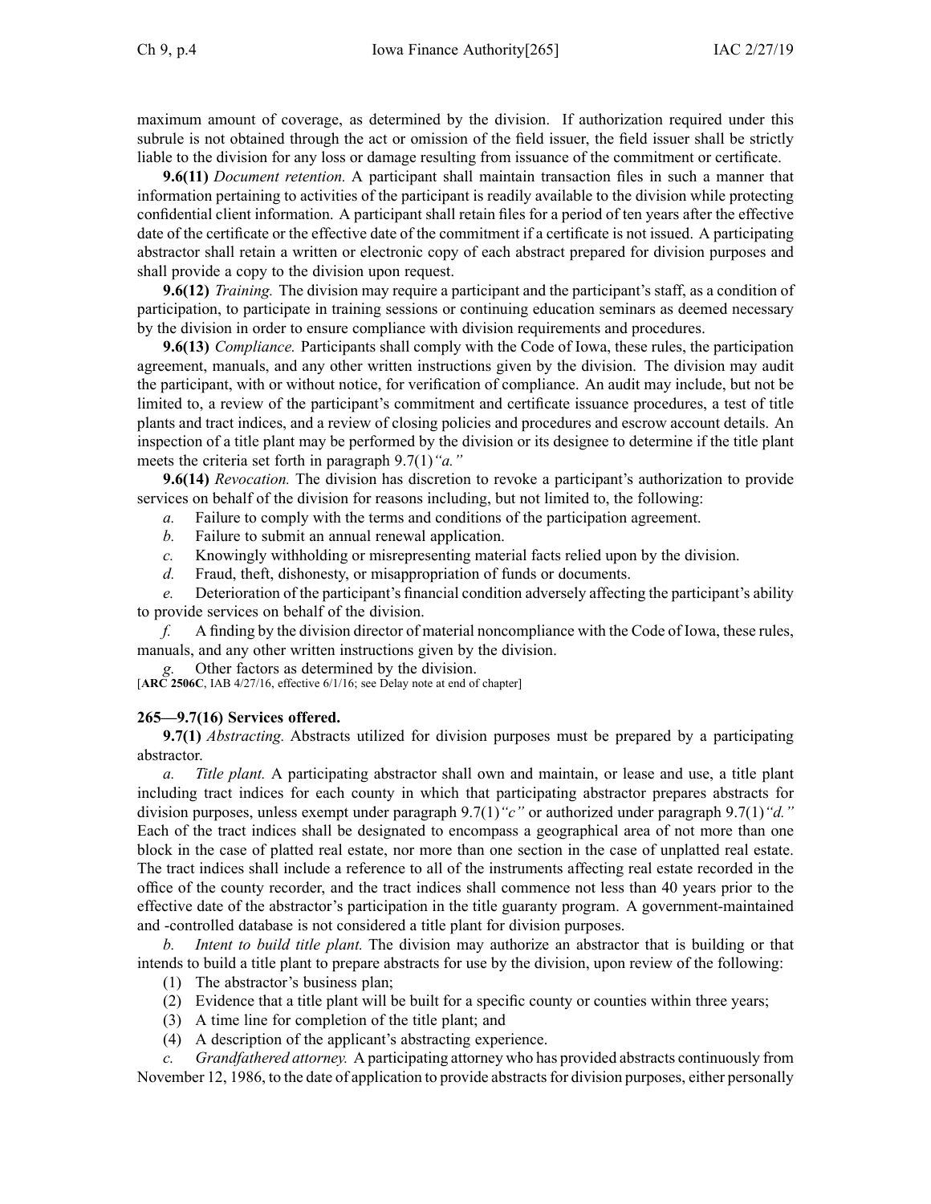maximum amount of coverage, as determined by the division. If authorization required under this subrule is not obtained through the act or omission of the field issuer, the field issuer shall be strictly liable to the division for any loss or damage resulting from issuance of the commitment or certificate.

**9.6(11)** *Document retention.* A participant shall maintain transaction files in such a manner that information pertaining to activities of the participant is readily available to the division while protecting confidential client information. A participant shall retain files for a period of ten years after the effective date of the certificate or the effective date of the commitment if a certificate is not issued. A participating abstractor shall retain a written or electronic copy of each abstract prepared for division purposes and shall provide a copy to the division upon request.

**9.6(12)** *Training.* The division may require a participant and the participant's staff, as a condition of participation, to participate in training sessions or continuing education seminars as deemed necessary by the division in order to ensure compliance with division requirements and procedures.

**9.6(13)** *Compliance.* Participants shall comply with the Code of Iowa, these rules, the participation agreement, manuals, and any other written instructions given by the division. The division may audit the participant, with or without notice, for verification of compliance. An audit may include, but not be limited to, a review of the participant's commitment and certificate issuance procedures, a test of title plants and tract indices, and a review of closing policies and procedures and escrow account details. An inspection of a title plant may be performed by the division or its designee to determine if the title plant meets the criteria set forth in paragraph 9.7(1)*"a."*

**9.6(14)** *Revocation.* The division has discretion to revoke a participant's authorization to provide services on behalf of the division for reasons including, but not limited to, the following:

*a.* Failure to comply with the terms and conditions of the participation agreement.

*b.* Failure to submit an annual renewal application.

*c.* Knowingly withholding or misrepresenting material facts relied upon by the division.

*d.* Fraud, theft, dishonesty, or misappropriation of funds or documents.

*e.* Deterioration of the participant's financial condition adversely affecting the participant's ability to provide services on behalf of the division.

*f.* A finding by the division director of material noncompliance with the Code of Iowa, these rules, manuals, and any other written instructions given by the division.

*g.* Other factors as determined by the division.

[**ARC 2506C**, IAB 4/27/16, effective 6/1/16; see Delay note at end of chapter]

## 265—9.7(16) Services offered.

**9.7(1)** *Abstracting.* Abstracts utilized for division purposes must be prepared by a participating abstractor.

*a.* *Title plant.* A participating abstractor shall own and maintain, or lease and use, a title plant including tract indices for each county in which that participating abstractor prepares abstracts for division purposes, unless exempt under paragraph 9.7(1)*"c"* or authorized under paragraph 9.7(1)*"d."* Each of the tract indices shall be designated to encompass a geographical area of not more than one block in the case of platted real estate, nor more than one section in the case of unplatted real estate. The tract indices shall include a reference to all of the instruments affecting real estate recorded in the office of the county recorder, and the tract indices shall commence not less than 40 years prior to the effective date of the abstractor's participation in the title guaranty program. A government-maintained and -controlled database is not considered a title plant for division purposes.

*b.* *Intent to build title plant.* The division may authorize an abstractor that is building or that intends to build a title plant to prepare abstracts for use by the division, upon review of the following:

(1) The abstractor's business plan;

(2) Evidence that a title plant will be built for a specific county or counties within three years;

(3) A time line for completion of the title plant; and

(4) A description of the applicant's abstracting experience.

*c.* *Grandfathered attorney.* A participating attorney who has provided abstracts continuously from November 12, 1986, to the date of application to provide abstracts for division purposes, either personally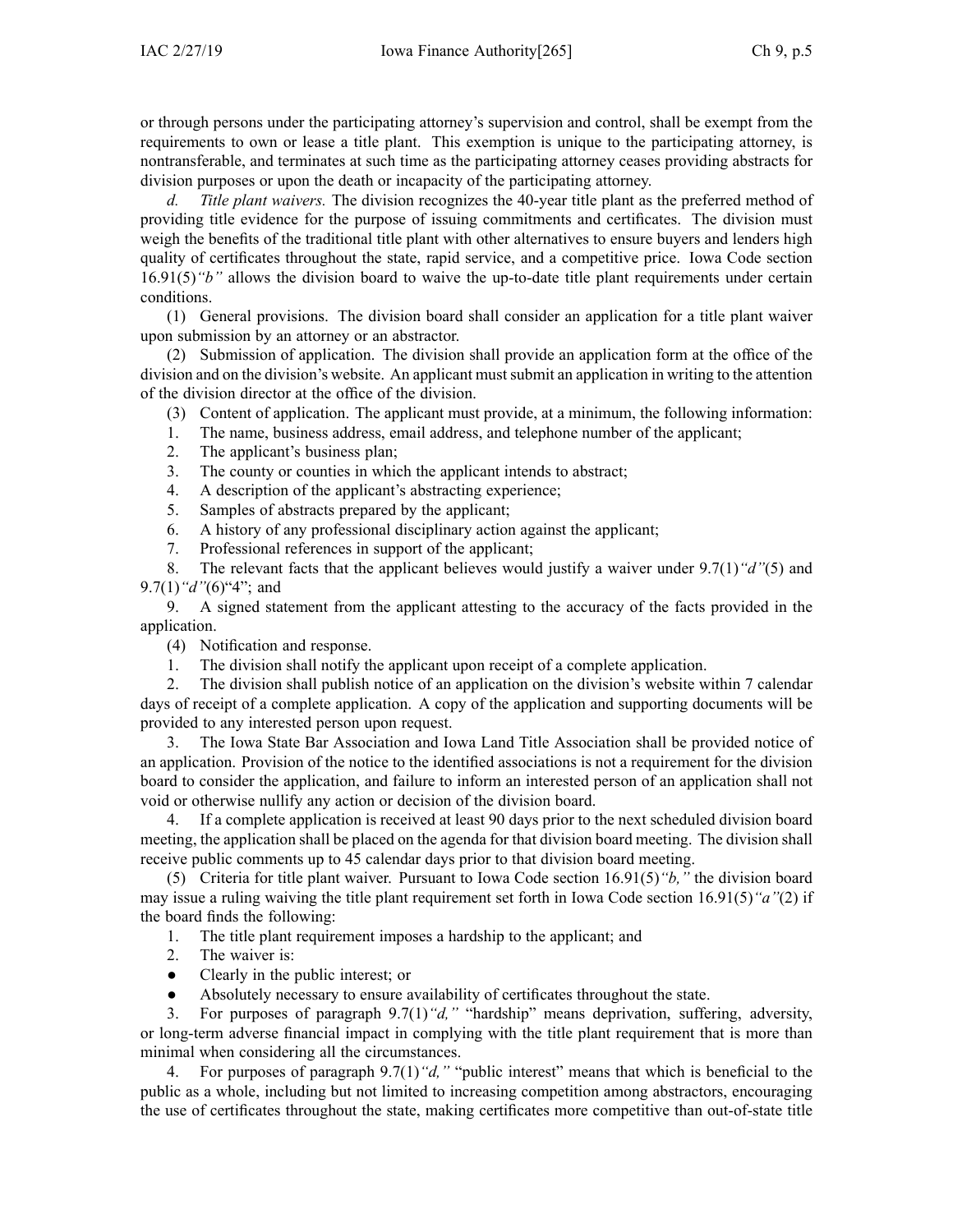or through persons under the participating attorney's supervision and control, shall be exempt from the requirements to own or lease a title plant. This exemption is unique to the participating attorney, is nontransferable, and terminates at such time as the participating attorney ceases providing abstracts for division purposes or upon the death or incapacity of the participating attorney.

*d. Title plant waivers.* The division recognizes the 40-year title plant as the preferred method of providing title evidence for the purpose of issuing commitments and certificates. The division must weigh the benefits of the traditional title plant with other alternatives to ensure buyers and lenders high quality of certificates throughout the state, rapid service, and a competitive price. Iowa Code section 16.91(5)*"b"* allows the division board to waive the up-to-date title plant requirements under certain conditions.

(1) General provisions. The division board shall consider an application for a title plant waiver upon submission by an attorney or an abstractor.

(2) Submission of application. The division shall provide an application form at the office of the division and on the division's website. An applicant must submit an application in writing to the attention of the division director at the office of the division.

(3) Content of application. The applicant must provide, at a minimum, the following information:

1. The name, business address, email address, and telephone number of the applicant;
2. The applicant's business plan;
3. The county or counties in which the applicant intends to abstract;
4. A description of the applicant's abstracting experience;
5. Samples of abstracts prepared by the applicant;
6. A history of any professional disciplinary action against the applicant;
7. Professional references in support of the applicant;
8. The relevant facts that the applicant believes would justify a waiver under 9.7(1)*"d"*(5) and 9.7(1)*"d"*(6)"4"; and
9. A signed statement from the applicant attesting to the accuracy of the facts provided in the application.

(4) Notification and response.

1. The division shall notify the applicant upon receipt of a complete application.
2. The division shall publish notice of an application on the division's website within 7 calendar days of receipt of a complete application. A copy of the application and supporting documents will be provided to any interested person upon request.
3. The Iowa State Bar Association and Iowa Land Title Association shall be provided notice of an application. Provision of the notice to the identified associations is not a requirement for the division board to consider the application, and failure to inform an interested person of an application shall not void or otherwise nullify any action or decision of the division board.
4. If a complete application is received at least 90 days prior to the next scheduled division board meeting, the application shall be placed on the agenda for that division board meeting. The division shall receive public comments up to 45 calendar days prior to that division board meeting.

(5) Criteria for title plant waiver. Pursuant to Iowa Code section 16.91(5)*"b,"* the division board may issue a ruling waiving the title plant requirement set forth in Iowa Code section 16.91(5)*"a"*(2) if the board finds the following:

1. The title plant requirement imposes a hardship to the applicant; and
2. The waiver is:
   - Clearly in the public interest; or
   - Absolutely necessary to ensure availability of certificates throughout the state.
3. For purposes of paragraph 9.7(1)*"d,"* "hardship" means deprivation, suffering, adversity, or long-term adverse financial impact in complying with the title plant requirement that is more than minimal when considering all the circumstances.
4. For purposes of paragraph 9.7(1)*"d,"* "public interest" means that which is beneficial to the public as a whole, including but not limited to increasing competition among abstractors, encouraging the use of certificates throughout the state, making certificates more competitive than out-of-state title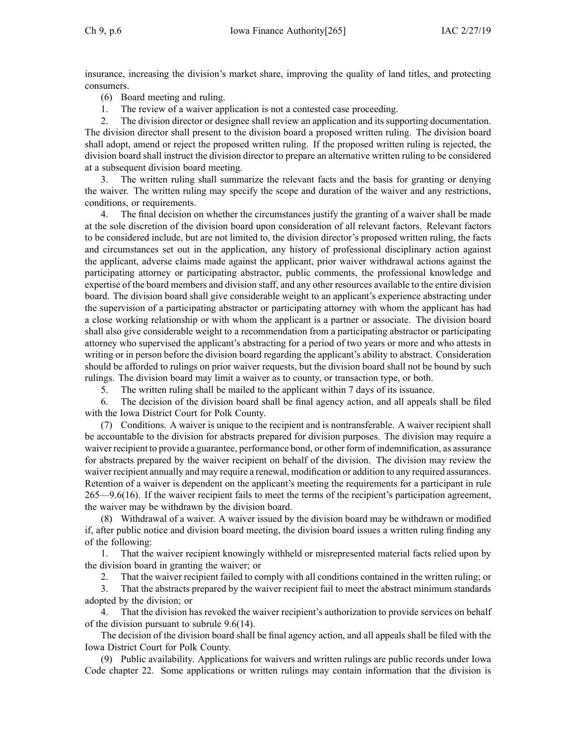insurance, increasing the division's market share, improving the quality of land titles, and protecting consumers.

(6) Board meeting and ruling.

1. The review of a waiver application is not a contested case proceeding.

2. The division director or designee shall review an application and its supporting documentation. The division director shall present to the division board a proposed written ruling. The division board shall adopt, amend or reject the proposed written ruling. If the proposed written ruling is rejected, the division board shall instruct the division director to prepare an alternative written ruling to be considered at a subsequent division board meeting.

3. The written ruling shall summarize the relevant facts and the basis for granting or denying the waiver. The written ruling may specify the scope and duration of the waiver and any restrictions, conditions, or requirements.

4. The final decision on whether the circumstances justify the granting of a waiver shall be made at the sole discretion of the division board upon consideration of all relevant factors. Relevant factors to be considered include, but are not limited to, the division director's proposed written ruling, the facts and circumstances set out in the application, any history of professional disciplinary action against the applicant, adverse claims made against the applicant, prior waiver withdrawal actions against the participating attorney or participating abstractor, public comments, the professional knowledge and expertise of the board members and division staff, and any other resources available to the entire division board. The division board shall give considerable weight to an applicant's experience abstracting under the supervision of a participating abstractor or participating attorney with whom the applicant has had a close working relationship or with whom the applicant is a partner or associate. The division board shall also give considerable weight to a recommendation from a participating abstractor or participating attorney who supervised the applicant's abstracting for a period of two years or more and who attests in writing or in person before the division board regarding the applicant's ability to abstract. Consideration should be afforded to rulings on prior waiver requests, but the division board shall not be bound by such rulings. The division board may limit a waiver as to county, or transaction type, or both.

5. The written ruling shall be mailed to the applicant within 7 days of its issuance.

6. The decision of the division board shall be final agency action, and all appeals shall be filed with the Iowa District Court for Polk County.

(7) Conditions. A waiver is unique to the recipient and is nontransferable. A waiver recipient shall be accountable to the division for abstracts prepared for division purposes. The division may require a waiver recipient to provide a guarantee, performance bond, or other form of indemnification, as assurance for abstracts prepared by the waiver recipient on behalf of the division. The division may review the waiver recipient annually and may require a renewal, modification or addition to any required assurances. Retention of a waiver is dependent on the applicant's meeting the requirements for a participant in rule 265—9.6(16). If the waiver recipient fails to meet the terms of the recipient's participation agreement, the waiver may be withdrawn by the division board.

(8) Withdrawal of a waiver. A waiver issued by the division board may be withdrawn or modified if, after public notice and division board meeting, the division board issues a written ruling finding any of the following:

1. That the waiver recipient knowingly withheld or misrepresented material facts relied upon by the division board in granting the waiver; or

2. That the waiver recipient failed to comply with all conditions contained in the written ruling; or

3. That the abstracts prepared by the waiver recipient fail to meet the abstract minimum standards adopted by the division; or

4. That the division has revoked the waiver recipient's authorization to provide services on behalf of the division pursuant to subrule 9.6(14).

The decision of the division board shall be final agency action, and all appeals shall be filed with the Iowa District Court for Polk County.

(9) Public availability. Applications for waivers and written rulings are public records under Iowa Code chapter 22. Some applications or written rulings may contain information that the division is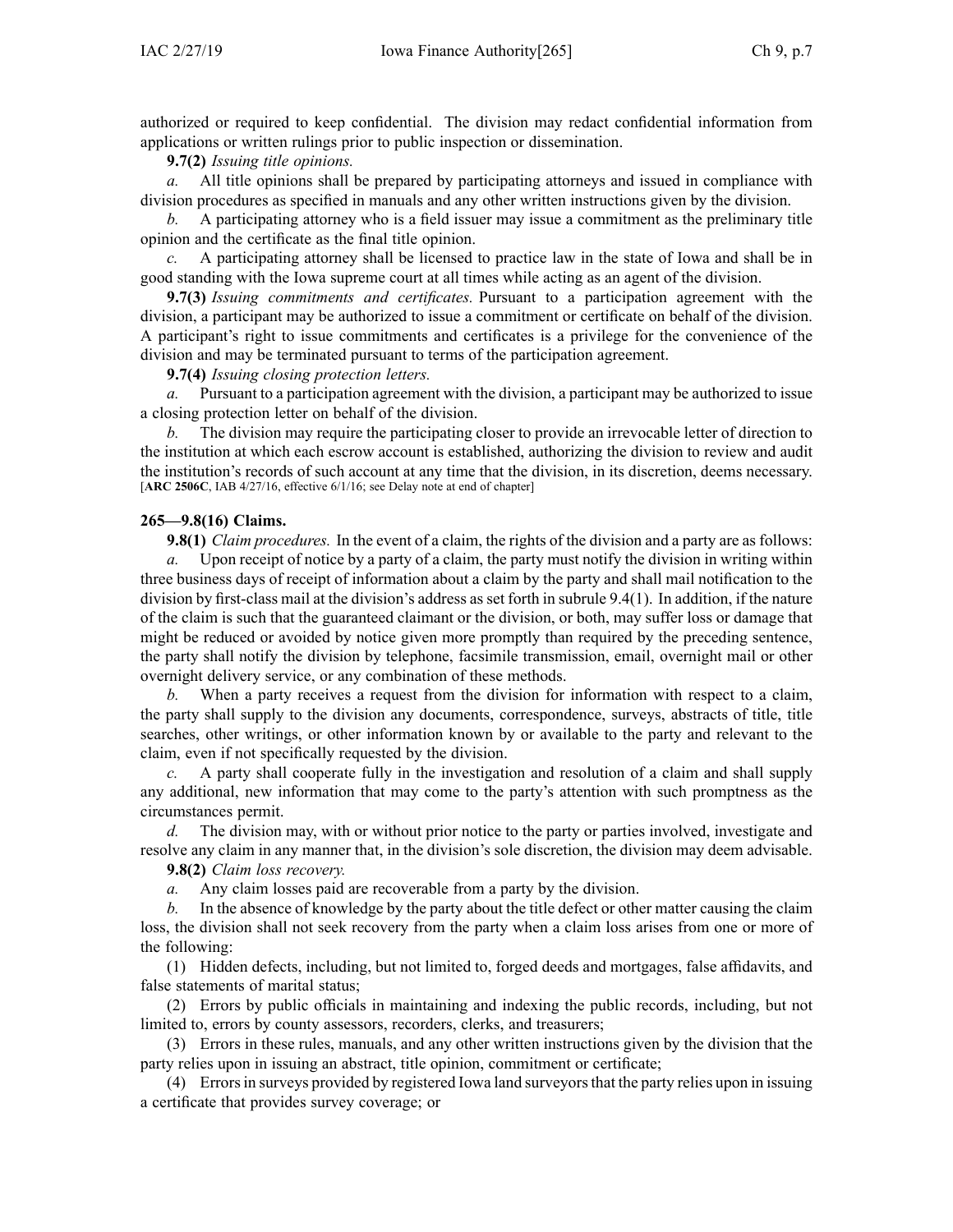authorized or required to keep confidential. The division may redact confidential information from applications or written rulings prior to public inspection or dissemination.

**9.7(2)** *Issuing title opinions.*

*a.* All title opinions shall be prepared by participating attorneys and issued in compliance with division procedures as specified in manuals and any other written instructions given by the division.

*b.* A participating attorney who is a field issuer may issue a commitment as the preliminary title opinion and the certificate as the final title opinion.

*c.* A participating attorney shall be licensed to practice law in the state of Iowa and shall be in good standing with the Iowa supreme court at all times while acting as an agent of the division.

**9.7(3)** *Issuing commitments and certificates.* Pursuant to a participation agreement with the division, a participant may be authorized to issue a commitment or certificate on behalf of the division. A participant's right to issue commitments and certificates is a privilege for the convenience of the division and may be terminated pursuant to terms of the participation agreement.

**9.7(4)** *Issuing closing protection letters.*

*a.* Pursuant to a participation agreement with the division, a participant may be authorized to issue a closing protection letter on behalf of the division.

*b.* The division may require the participating closer to provide an irrevocable letter of direction to the institution at which each escrow account is established, authorizing the division to review and audit the institution's records of such account at any time that the division, in its discretion, deems necessary.
[**ARC 2506C**, IAB 4/27/16, effective 6/1/16; see Delay note at end of chapter]

**265—9.8(16) Claims.**

**9.8(1)** *Claim procedures.* In the event of a claim, the rights of the division and a party are as follows:

*a.* Upon receipt of notice by a party of a claim, the party must notify the division in writing within three business days of receipt of information about a claim by the party and shall mail notification to the division by first-class mail at the division's address as set forth in subrule 9.4(1). In addition, if the nature of the claim is such that the guaranteed claimant or the division, or both, may suffer loss or damage that might be reduced or avoided by notice given more promptly than required by the preceding sentence, the party shall notify the division by telephone, facsimile transmission, email, overnight mail or other overnight delivery service, or any combination of these methods.

*b.* When a party receives a request from the division for information with respect to a claim, the party shall supply to the division any documents, correspondence, surveys, abstracts of title, title searches, other writings, or other information known by or available to the party and relevant to the claim, even if not specifically requested by the division.

*c.* A party shall cooperate fully in the investigation and resolution of a claim and shall supply any additional, new information that may come to the party's attention with such promptness as the circumstances permit.

*d.* The division may, with or without prior notice to the party or parties involved, investigate and resolve any claim in any manner that, in the division's sole discretion, the division may deem advisable.

**9.8(2)** *Claim loss recovery.*

*a.* Any claim losses paid are recoverable from a party by the division.

*b.* In the absence of knowledge by the party about the title defect or other matter causing the claim loss, the division shall not seek recovery from the party when a claim loss arises from one or more of the following:

(1) Hidden defects, including, but not limited to, forged deeds and mortgages, false affidavits, and false statements of marital status;

(2) Errors by public officials in maintaining and indexing the public records, including, but not limited to, errors by county assessors, recorders, clerks, and treasurers;

(3) Errors in these rules, manuals, and any other written instructions given by the division that the party relies upon in issuing an abstract, title opinion, commitment or certificate;

(4) Errors in surveys provided by registered Iowa land surveyors that the party relies upon in issuing a certificate that provides survey coverage; or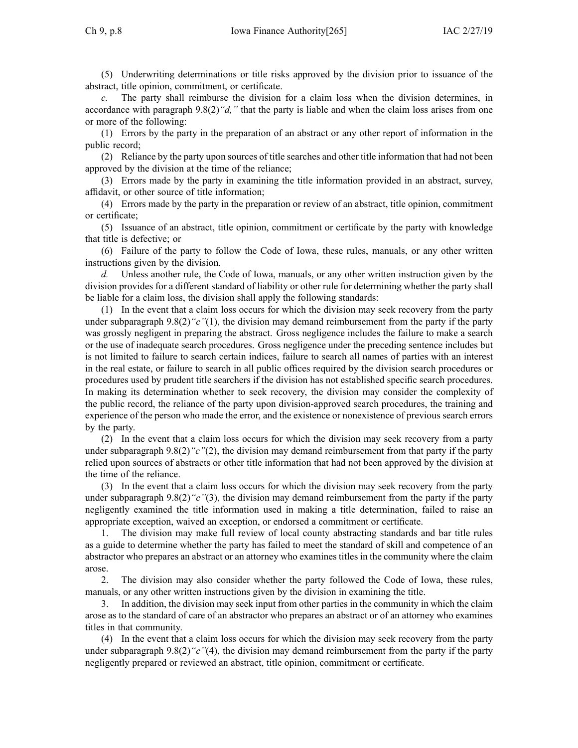(5) Underwriting determinations or title risks approved by the division prior to issuance of the abstract, title opinion, commitment, or certificate.

*c.* The party shall reimburse the division for a claim loss when the division determines, in accordance with paragraph 9.8(2)*"d,"* that the party is liable and when the claim loss arises from one or more of the following:

(1) Errors by the party in the preparation of an abstract or any other report of information in the public record;

(2) Reliance by the party upon sources of title searches and other title information that had not been approved by the division at the time of the reliance;

(3) Errors made by the party in examining the title information provided in an abstract, survey, affidavit, or other source of title information;

(4) Errors made by the party in the preparation or review of an abstract, title opinion, commitment or certificate;

(5) Issuance of an abstract, title opinion, commitment or certificate by the party with knowledge that title is defective; or

(6) Failure of the party to follow the Code of Iowa, these rules, manuals, or any other written instructions given by the division.

*d.* Unless another rule, the Code of Iowa, manuals, or any other written instruction given by the division provides for a different standard of liability or other rule for determining whether the party shall be liable for a claim loss, the division shall apply the following standards:

(1) In the event that a claim loss occurs for which the division may seek recovery from the party under subparagraph 9.8(2)*"c"*(1), the division may demand reimbursement from the party if the party was grossly negligent in preparing the abstract. Gross negligence includes the failure to make a search or the use of inadequate search procedures. Gross negligence under the preceding sentence includes but is not limited to failure to search certain indices, failure to search all names of parties with an interest in the real estate, or failure to search in all public offices required by the division search procedures or procedures used by prudent title searchers if the division has not established specific search procedures. In making its determination whether to seek recovery, the division may consider the complexity of the public record, the reliance of the party upon division-approved search procedures, the training and experience of the person who made the error, and the existence or nonexistence of previous search errors by the party.

(2) In the event that a claim loss occurs for which the division may seek recovery from a party under subparagraph 9.8(2)*"c"*(2), the division may demand reimbursement from that party if the party relied upon sources of abstracts or other title information that had not been approved by the division at the time of the reliance.

(3) In the event that a claim loss occurs for which the division may seek recovery from the party under subparagraph 9.8(2)*"c"*(3), the division may demand reimbursement from the party if the party negligently examined the title information used in making a title determination, failed to raise an appropriate exception, waived an exception, or endorsed a commitment or certificate.

1. The division may make full review of local county abstracting standards and bar title rules as a guide to determine whether the party has failed to meet the standard of skill and competence of an abstractor who prepares an abstract or an attorney who examines titles in the community where the claim arose.

2. The division may also consider whether the party followed the Code of Iowa, these rules, manuals, or any other written instructions given by the division in examining the title.

3. In addition, the division may seek input from other parties in the community in which the claim arose as to the standard of care of an abstractor who prepares an abstract or of an attorney who examines titles in that community.

(4) In the event that a claim loss occurs for which the division may seek recovery from the party under subparagraph 9.8(2)*"c"*(4), the division may demand reimbursement from the party if the party negligently prepared or reviewed an abstract, title opinion, commitment or certificate.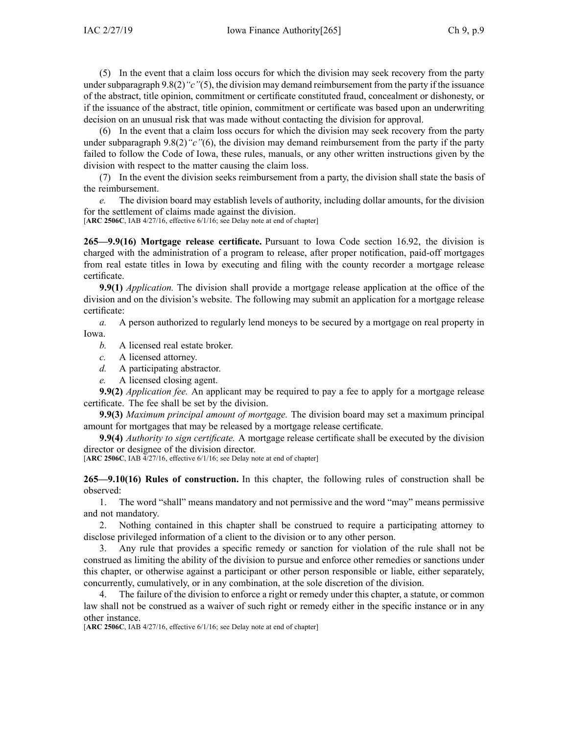(5) In the event that a claim loss occurs for which the division may seek recovery from the party under subparagraph 9.8(2)*"c"*(5), the division may demand reimbursement from the party if the issuance of the abstract, title opinion, commitment or certificate constituted fraud, concealment or dishonesty, or if the issuance of the abstract, title opinion, commitment or certificate was based upon an underwriting decision on an unusual risk that was made without contacting the division for approval.

(6) In the event that a claim loss occurs for which the division may seek recovery from the party under subparagraph 9.8(2)*"c"*(6), the division may demand reimbursement from the party if the party failed to follow the Code of Iowa, these rules, manuals, or any other written instructions given by the division with respect to the matter causing the claim loss.

(7) In the event the division seeks reimbursement from a party, the division shall state the basis of the reimbursement.

*e.* The division board may establish levels of authority, including dollar amounts, for the division for the settlement of claims made against the division.

[**ARC 2506C**, IAB 4/27/16, effective 6/1/16; see Delay note at end of chapter]

**265—9.9(16) Mortgage release certificate.** Pursuant to Iowa Code section 16.92, the division is charged with the administration of a program to release, after proper notification, paid-off mortgages from real estate titles in Iowa by executing and filing with the county recorder a mortgage release certificate.

**9.9(1)** *Application.* The division shall provide a mortgage release application at the office of the division and on the division's website. The following may submit an application for a mortgage release certificate:

*a.* A person authorized to regularly lend moneys to be secured by a mortgage on real property in Iowa.

*b.* A licensed real estate broker.

*c.* A licensed attorney.

*d.* A participating abstractor.

*e.* A licensed closing agent.

**9.9(2)** *Application fee.* An applicant may be required to pay a fee to apply for a mortgage release certificate. The fee shall be set by the division.

**9.9(3)** *Maximum principal amount of mortgage.* The division board may set a maximum principal amount for mortgages that may be released by a mortgage release certificate.

**9.9(4)** *Authority to sign certificate.* A mortgage release certificate shall be executed by the division director or designee of the division director.

[**ARC 2506C**, IAB 4/27/16, effective 6/1/16; see Delay note at end of chapter]

**265—9.10(16) Rules of construction.** In this chapter, the following rules of construction shall be observed:

1. The word "shall" means mandatory and not permissive and the word "may" means permissive and not mandatory.

2. Nothing contained in this chapter shall be construed to require a participating attorney to disclose privileged information of a client to the division or to any other person.

3. Any rule that provides a specific remedy or sanction for violation of the rule shall not be construed as limiting the ability of the division to pursue and enforce other remedies or sanctions under this chapter, or otherwise against a participant or other person responsible or liable, either separately, concurrently, cumulatively, or in any combination, at the sole discretion of the division.

4. The failure of the division to enforce a right or remedy under this chapter, a statute, or common law shall not be construed as a waiver of such right or remedy either in the specific instance or in any other instance.

[**ARC 2506C**, IAB 4/27/16, effective 6/1/16; see Delay note at end of chapter]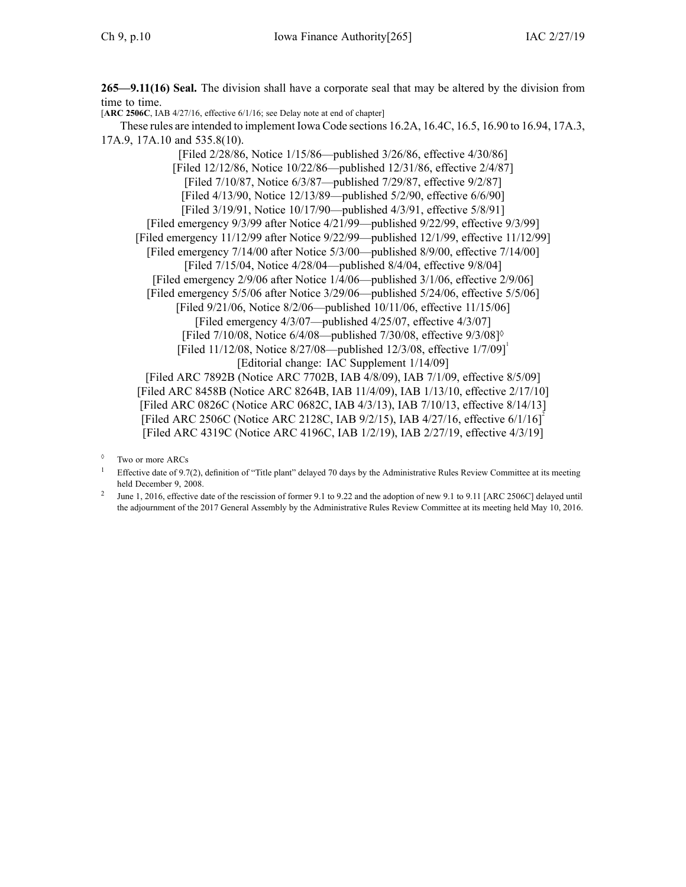**265—9.11(16) Seal.** The division shall have a corporate seal that may be altered by the division from time to time.

[**ARC 2506C**, IAB 4/27/16, effective 6/1/16; see Delay note at end of chapter]

These rules are intended to implement Iowa Code sections 16.2A, 16.4C, 16.5, 16.90 to 16.94, 17A.3, 17A.9, 17A.10 and 535.8(10).

[Filed 2/28/86, Notice 1/15/86—published 3/26/86, effective 4/30/86]
[Filed 12/12/86, Notice 10/22/86—published 12/31/86, effective 2/4/87]
[Filed 7/10/87, Notice 6/3/87—published 7/29/87, effective 9/2/87]
[Filed 4/13/90, Notice 12/13/89—published 5/2/90, effective 6/6/90]
[Filed 3/19/91, Notice 10/17/90—published 4/3/91, effective 5/8/91]
[Filed emergency 9/3/99 after Notice 4/21/99—published 9/22/99, effective 9/3/99]
[Filed emergency 11/12/99 after Notice 9/22/99—published 12/1/99, effective 11/12/99]
[Filed emergency 7/14/00 after Notice 5/3/00—published 8/9/00, effective 7/14/00]
[Filed 7/15/04, Notice 4/28/04—published 8/4/04, effective 9/8/04]
[Filed emergency 2/9/06 after Notice 1/4/06—published 3/1/06, effective 2/9/06]
[Filed emergency 5/5/06 after Notice 3/29/06—published 5/24/06, effective 5/5/06]
[Filed 9/21/06, Notice 8/2/06—published 10/11/06, effective 11/15/06]
[Filed emergency 4/3/07—published 4/25/07, effective 4/3/07]
[Filed 7/10/08, Notice 6/4/08—published 7/30/08, effective 9/3/08]◊
[Filed 11/12/08, Notice 8/27/08—published 12/3/08, effective 1/7/09][1]
[Editorial change: IAC Supplement 1/14/09]
[Filed ARC 7892B (Notice ARC 7702B, IAB 4/8/09), IAB 7/1/09, effective 8/5/09]
[Filed ARC 8458B (Notice ARC 8264B, IAB 11/4/09), IAB 1/13/10, effective 2/17/10]
[Filed ARC 0826C (Notice ARC 0682C, IAB 4/3/13), IAB 7/10/13, effective 8/14/13]
[Filed ARC 2506C (Notice ARC 2128C, IAB 9/2/15), IAB 4/27/16, effective 6/1/16][2]
[Filed ARC 4319C (Notice ARC 4196C, IAB 1/2/19), IAB 2/27/19, effective 4/3/19]

◊ Two or more ARCs

[1] Effective date of 9.7(2), definition of "Title plant" delayed 70 days by the Administrative Rules Review Committee at its meeting held December 9, 2008.

[2] June 1, 2016, effective date of the rescission of former 9.1 to 9.22 and the adoption of new 9.1 to 9.11 [ARC 2506C] delayed until the adjournment of the 2017 General Assembly by the Administrative Rules Review Committee at its meeting held May 10, 2016.